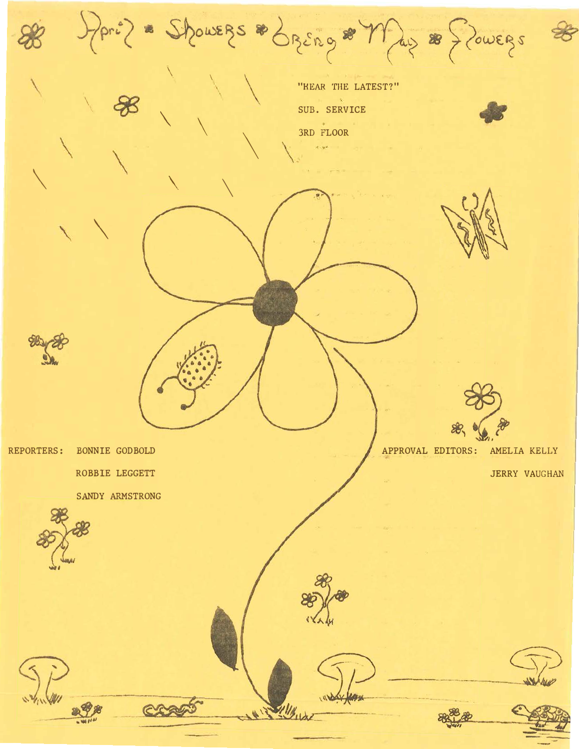# April * Showers * Bring * May * Flowers

"HEAR THE LATEST?"

SUB. SERVICE

3RD FLOOR

REPORTERS: BONNIE GODBOLD
ROBBIE LEGGETT
SANDY ARMSTRONG

APPROVAL EDITORS: AMELIA KELLY
JERRY VAUGHAN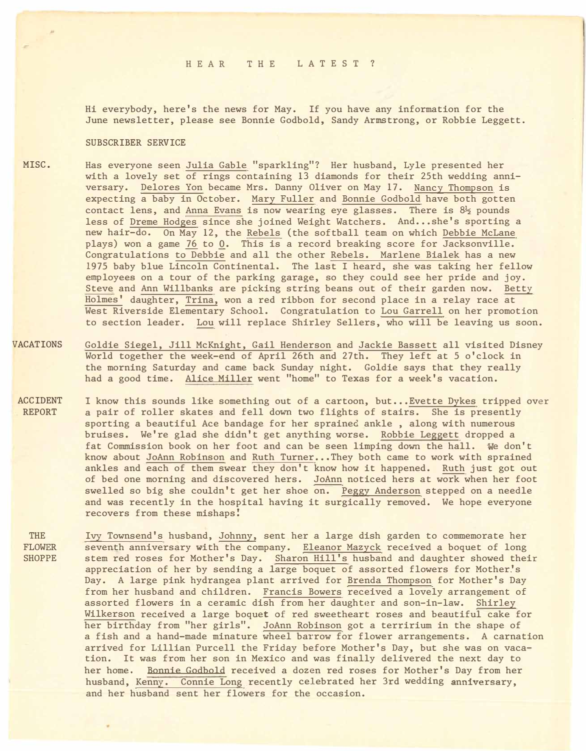# HEAR THE LATEST ?

Hi everybody, here's the news for May. If you have any information for the June newsletter, please see Bonnie Godbold, Sandy Armstrong, or Robbie Leggett.

## SUBSCRIBER SERVICE

**MISC.**

Has everyone seen Julia Gable "sparkling"? Her husband, Lyle presented her with a lovely set of rings containing 13 diamonds for their 25th wedding anniversary. Delores Yon became Mrs. Danny Oliver on May 17. Nancy Thompson is expecting a baby in October. Mary Fuller and Bonnie Godbold have both gotten contact lens, and Anna Evans is now wearing eye glasses. There is 8½ pounds less of Dreme Hodges since she joined Weight Watchers. And...she's sporting a new hair-do. On May 12, the Rebels (the softball team on which Debbie McLane plays) won a game 76 to 0. This is a record breaking score for Jacksonville. Congratulations to Debbie and all the other Rebels. Marlene Bialek has a new 1975 baby blue Lincoln Continental. The last I heard, she was taking her fellow employees on a tour of the parking garage, so they could see her pride and joy. Steve and Ann Willbanks are picking string beans out of their garden now. Betty Holmes' daughter, Trina, won a red ribbon for second place in a relay race at West Riverside Elementary School. Congratulation to Lou Garrell on her promotion to section leader. Lou will replace Shirley Sellers, who will be leaving us soon.

**VACATIONS**

Goldie Siegel, Jill McKnight, Gail Henderson and Jackie Bassett all visited Disney World together the week-end of April 26th and 27th. They left at 5 o'clock in the morning Saturday and came back Sunday night. Goldie says that they really had a good time. Alice Miller went "home" to Texas for a week's vacation.

**ACCIDENT REPORT**

I know this sounds like something out of a cartoon, but...Evette Dykes tripped over a pair of roller skates and fell down two flights of stairs. She is presently sporting a beautiful Ace bandage for her sprained ankle , along with numerous bruises. We're glad she didn't get anything worse. Robbie Leggett dropped a fat Commission book on her foot and can be seen limping down the hall. We don't know about JoAnn Robinson and Ruth Turner...They both came to work with sprained ankles and each of them swear they don't know how it happened. Ruth just got out of bed one morning and discovered hers. JoAnn noticed hers at work when her foot swelled so big she couldn't get her shoe on. Peggy Anderson stepped on a needle and was recently in the hospital having it surgically removed. We hope everyone recovers from these mishaps!

**THE FLOWER SHOPPE**

Ivy Townsend's husband, Johnny, sent her a large dish garden to commemorate her seventh anniversary with the company. Eleanor Mazyck received a boquet of long stem red roses for Mother's Day. Sharon Hill's husband and daughter showed their appreciation of her by sending a large boquet of assorted flowers for Mother's Day. A large pink hydrangea plant arrived for Brenda Thompson for Mother's Day from her husband and children. Francis Bowers received a lovely arrangement of assorted flowers in a ceramic dish from her daughter and son-in-law. Shirley Wilkerson received a large boquet of red sweetheart roses and beautiful cake for her birthday from "her girls". JoAnn Robinson got a terririum in the shape of a fish and a hand-made minature wheel barrow for flower arrangements. A carnation arrived for Lillian Purcell the Friday before Mother's Day, but she was on vacation. It was from her son in Mexico and was finally delivered the next day to her home. Bonnie Godbold received a dozen red roses for Mother's Day from her husband, Kenny. Connie Long recently celebrated her 3rd wedding anniversary, and her husband sent her flowers for the occasion.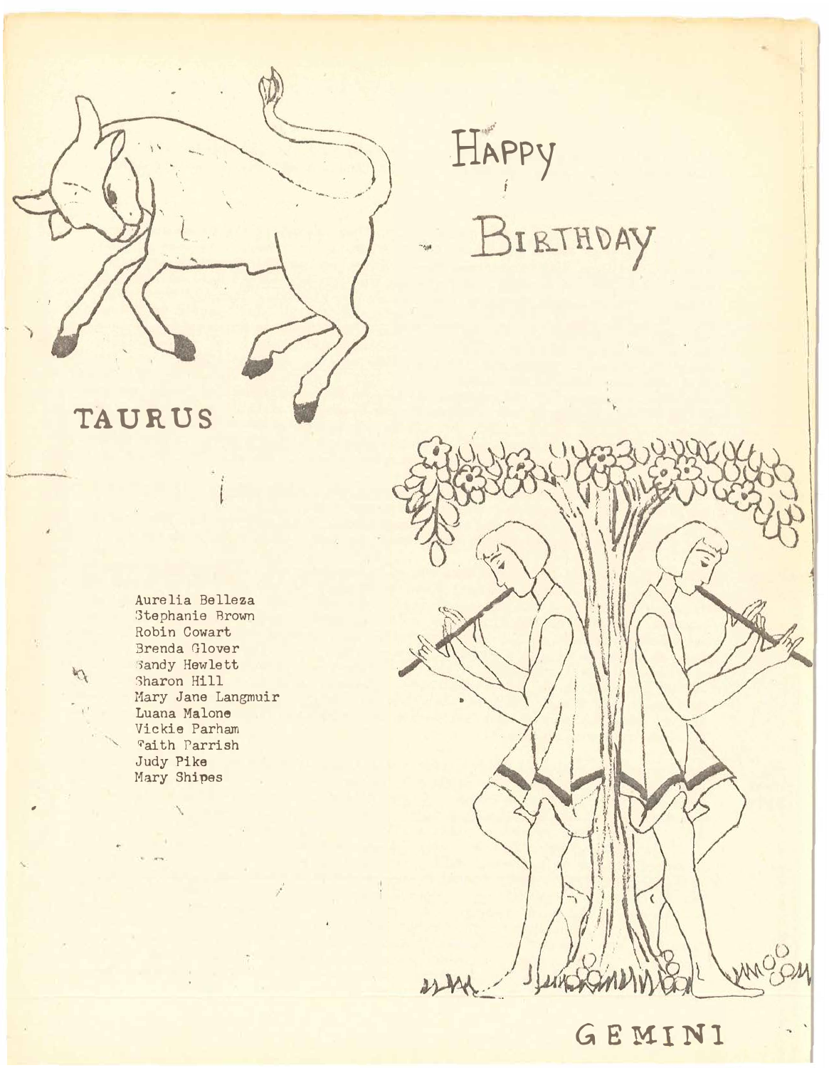# HAPPY BIRTHDAY

TAURUS

Aurelia Belleza
Stephanie Brown
Robin Cowart
Brenda Glover
Sandy Hewlett
Sharon Hill
Mary Jane Langmuir
Luana Malone
Vickie Parham
Faith Parrish
Judy Pike
Mary Shipes

GEMINI